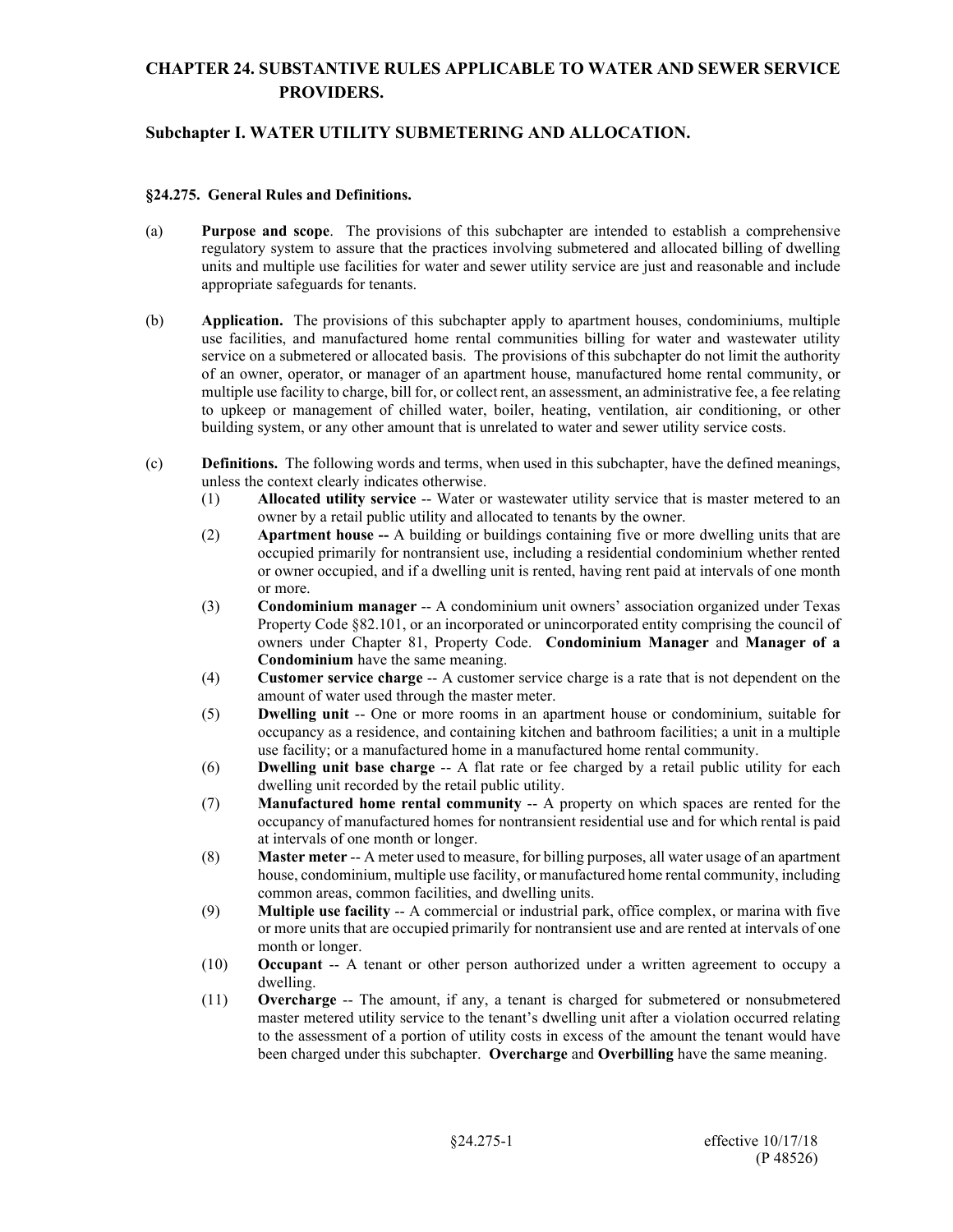# CHAPTER 24. SUBSTANTIVE RULES APPLICABLE TO WATER AND SEWER SERVICE PROVIDERS.

## Subchapter I. WATER UTILITY SUBMETERING AND ALLOCATION.

### §24.275. General Rules and Definitions.

(a) **Purpose and scope**. The provisions of this subchapter are intended to establish a comprehensive regulatory system to assure that the practices involving submetered and allocated billing of dwelling units and multiple use facilities for water and sewer utility service are just and reasonable and include appropriate safeguards for tenants.

(b) **Application.** The provisions of this subchapter apply to apartment houses, condominiums, multiple use facilities, and manufactured home rental communities billing for water and wastewater utility service on a submetered or allocated basis. The provisions of this subchapter do not limit the authority of an owner, operator, or manager of an apartment house, manufactured home rental community, or multiple use facility to charge, bill for, or collect rent, an assessment, an administrative fee, a fee relating to upkeep or management of chilled water, boiler, heating, ventilation, air conditioning, or other building system, or any other amount that is unrelated to water and sewer utility service costs.

(c) **Definitions.** The following words and terms, when used in this subchapter, have the defined meanings, unless the context clearly indicates otherwise.

(1) **Allocated utility service** -- Water or wastewater utility service that is master metered to an owner by a retail public utility and allocated to tenants by the owner.

(2) **Apartment house --** A building or buildings containing five or more dwelling units that are occupied primarily for nontransient use, including a residential condominium whether rented or owner occupied, and if a dwelling unit is rented, having rent paid at intervals of one month or more.

(3) **Condominium manager** -- A condominium unit owners' association organized under Texas Property Code §82.101, or an incorporated or unincorporated entity comprising the council of owners under Chapter 81, Property Code. **Condominium Manager** and **Manager of a Condominium** have the same meaning.

(4) **Customer service charge** -- A customer service charge is a rate that is not dependent on the amount of water used through the master meter.

(5) **Dwelling unit** -- One or more rooms in an apartment house or condominium, suitable for occupancy as a residence, and containing kitchen and bathroom facilities; a unit in a multiple use facility; or a manufactured home in a manufactured home rental community.

(6) **Dwelling unit base charge** -- A flat rate or fee charged by a retail public utility for each dwelling unit recorded by the retail public utility.

(7) **Manufactured home rental community** -- A property on which spaces are rented for the occupancy of manufactured homes for nontransient residential use and for which rental is paid at intervals of one month or longer.

(8) **Master meter** -- A meter used to measure, for billing purposes, all water usage of an apartment house, condominium, multiple use facility, or manufactured home rental community, including common areas, common facilities, and dwelling units.

(9) **Multiple use facility** -- A commercial or industrial park, office complex, or marina with five or more units that are occupied primarily for nontransient use and are rented at intervals of one month or longer.

(10) **Occupant** -- A tenant or other person authorized under a written agreement to occupy a dwelling.

(11) **Overcharge** -- The amount, if any, a tenant is charged for submetered or nonsubmetered master metered utility service to the tenant's dwelling unit after a violation occurred relating to the assessment of a portion of utility costs in excess of the amount the tenant would have been charged under this subchapter. **Overcharge** and **Overbilling** have the same meaning.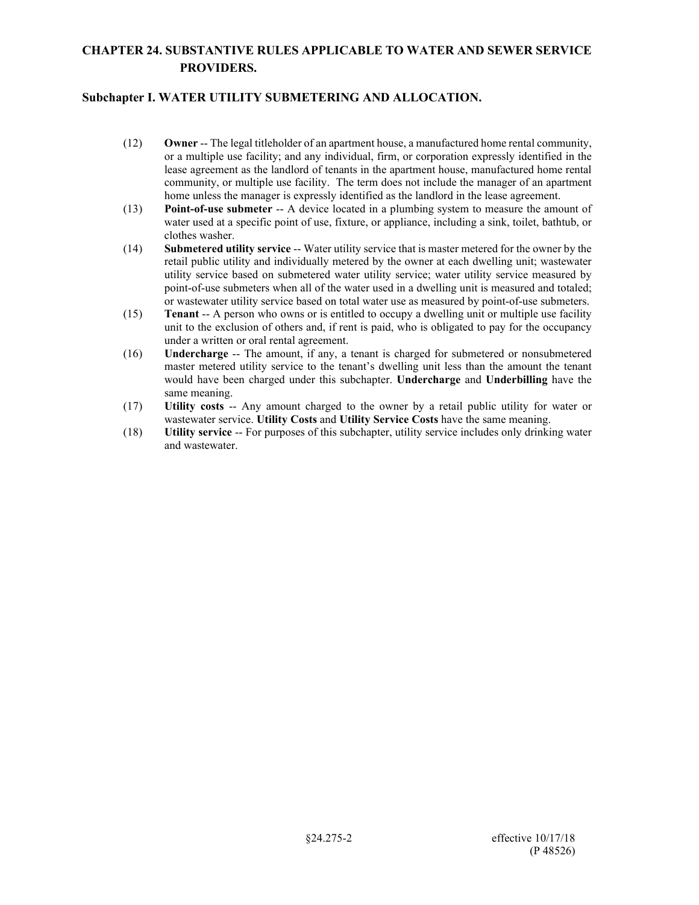(12) **Owner** -- The legal titleholder of an apartment house, a manufactured home rental community, or a multiple use facility; and any individual, firm, or corporation expressly identified in the lease agreement as the landlord of tenants in the apartment house, manufactured home rental community, or multiple use facility. The term does not include the manager of an apartment home unless the manager is expressly identified as the landlord in the lease agreement.

(13) **Point-of-use submeter** -- A device located in a plumbing system to measure the amount of water used at a specific point of use, fixture, or appliance, including a sink, toilet, bathtub, or clothes washer.

(14) **Submetered utility service** -- Water utility service that is master metered for the owner by the retail public utility and individually metered by the owner at each dwelling unit; wastewater utility service based on submetered water utility service; water utility service measured by point-of-use submeters when all of the water used in a dwelling unit is measured and totaled; or wastewater utility service based on total water use as measured by point-of-use submeters.

(15) **Tenant** -- A person who owns or is entitled to occupy a dwelling unit or multiple use facility unit to the exclusion of others and, if rent is paid, who is obligated to pay for the occupancy under a written or oral rental agreement.

(16) **Undercharge** -- The amount, if any, a tenant is charged for submetered or nonsubmetered master metered utility service to the tenant's dwelling unit less than the amount the tenant would have been charged under this subchapter. **Undercharge** and **Underbilling** have the same meaning.

(17) **Utility costs** -- Any amount charged to the owner by a retail public utility for water or wastewater service. **Utility Costs** and **Utility Service Costs** have the same meaning.

(18) **Utility service** -- For purposes of this subchapter, utility service includes only drinking water and wastewater.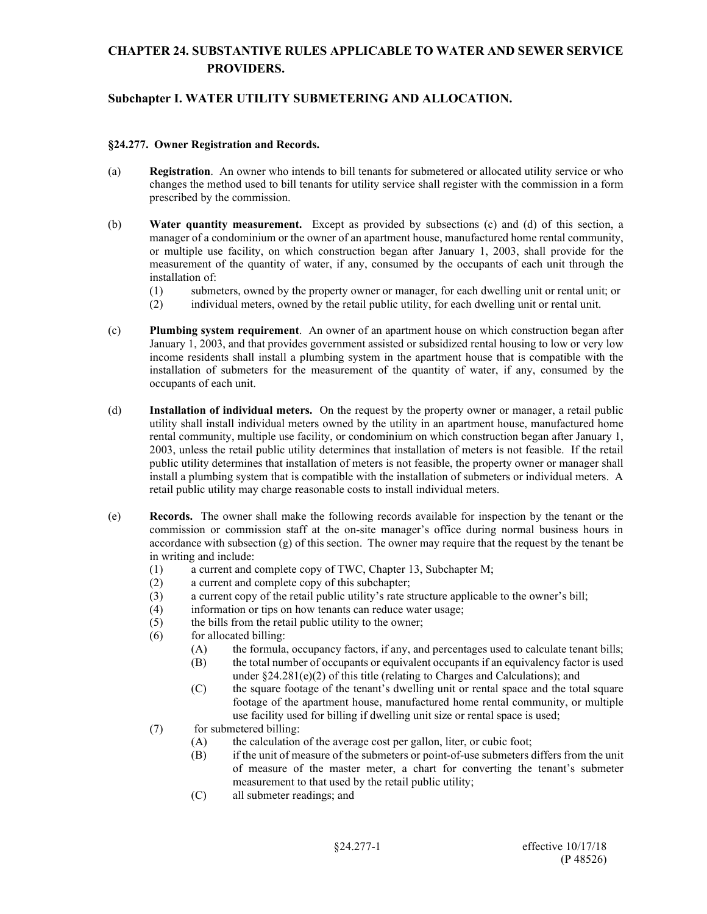# CHAPTER 24. SUBSTANTIVE RULES APPLICABLE TO WATER AND SEWER SERVICE PROVIDERS.

## Subchapter I. WATER UTILITY SUBMETERING AND ALLOCATION.

### §24.277. Owner Registration and Records.

(a) **Registration**. An owner who intends to bill tenants for submetered or allocated utility service or who changes the method used to bill tenants for utility service shall register with the commission in a form prescribed by the commission.

(b) **Water quantity measurement.** Except as provided by subsections (c) and (d) of this section, a manager of a condominium or the owner of an apartment house, manufactured home rental community, or multiple use facility, on which construction began after January 1, 2003, shall provide for the measurement of the quantity of water, if any, consumed by the occupants of each unit through the installation of:

(1) submeters, owned by the property owner or manager, for each dwelling unit or rental unit; or

(2) individual meters, owned by the retail public utility, for each dwelling unit or rental unit.

(c) **Plumbing system requirement**. An owner of an apartment house on which construction began after January 1, 2003, and that provides government assisted or subsidized rental housing to low or very low income residents shall install a plumbing system in the apartment house that is compatible with the installation of submeters for the measurement of the quantity of water, if any, consumed by the occupants of each unit.

(d) **Installation of individual meters.** On the request by the property owner or manager, a retail public utility shall install individual meters owned by the utility in an apartment house, manufactured home rental community, multiple use facility, or condominium on which construction began after January 1, 2003, unless the retail public utility determines that installation of meters is not feasible. If the retail public utility determines that installation of meters is not feasible, the property owner or manager shall install a plumbing system that is compatible with the installation of submeters or individual meters. A retail public utility may charge reasonable costs to install individual meters.

(e) **Records.** The owner shall make the following records available for inspection by the tenant or the commission or commission staff at the on-site manager's office during normal business hours in accordance with subsection (g) of this section. The owner may require that the request by the tenant be in writing and include:

(1) a current and complete copy of TWC, Chapter 13, Subchapter M;

(2) a current and complete copy of this subchapter;

(3) a current copy of the retail public utility's rate structure applicable to the owner's bill;

(4) information or tips on how tenants can reduce water usage;

(5) the bills from the retail public utility to the owner;

(6) for allocated billing:

(A) the formula, occupancy factors, if any, and percentages used to calculate tenant bills;

(B) the total number of occupants or equivalent occupants if an equivalency factor is used under §24.281(e)(2) of this title (relating to Charges and Calculations); and

(C) the square footage of the tenant's dwelling unit or rental space and the total square footage of the apartment house, manufactured home rental community, or multiple use facility used for billing if dwelling unit size or rental space is used;

(7) for submetered billing:

(A) the calculation of the average cost per gallon, liter, or cubic foot;

(B) if the unit of measure of the submeters or point-of-use submeters differs from the unit of measure of the master meter, a chart for converting the tenant's submeter measurement to that used by the retail public utility;

(C) all submeter readings; and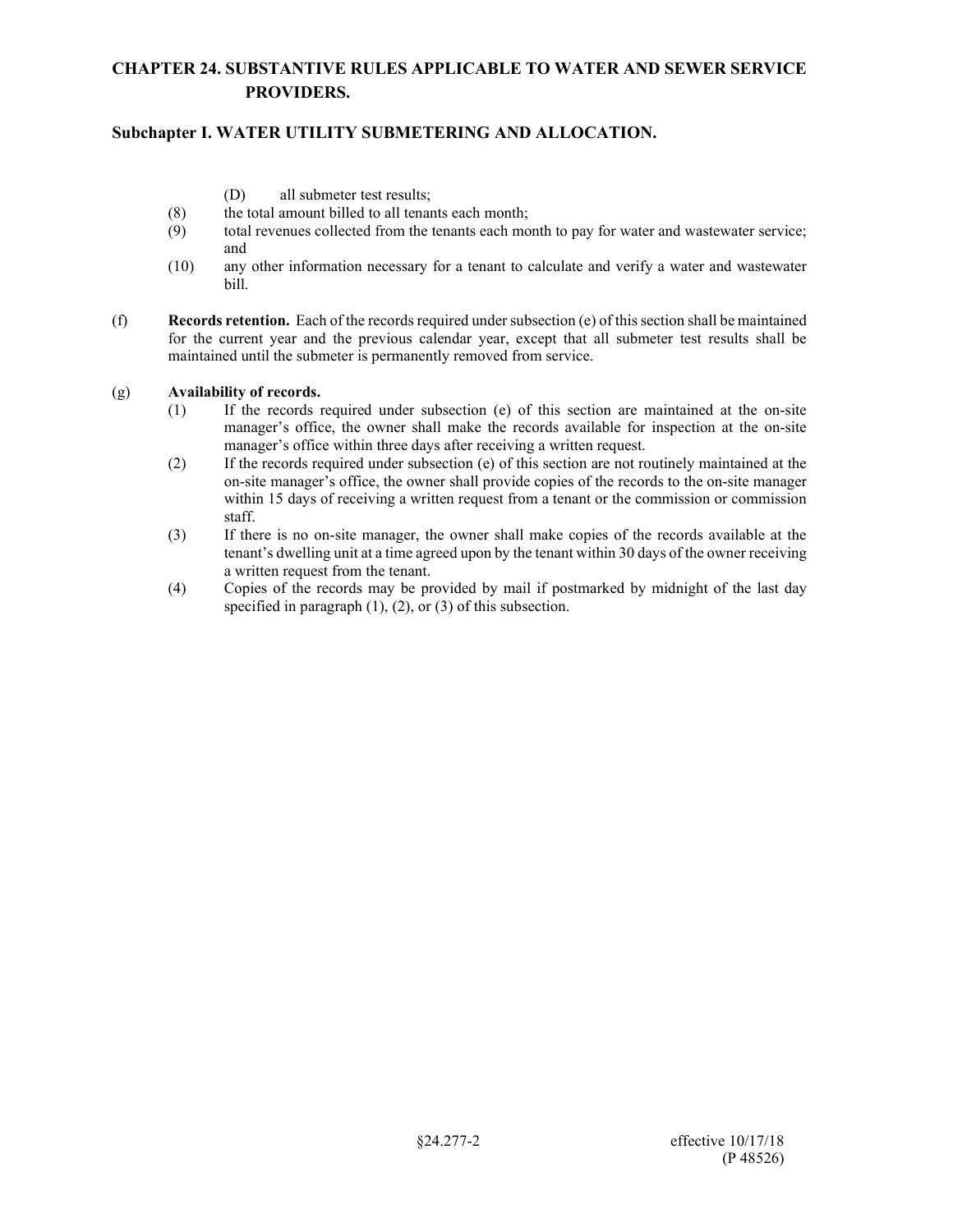(D) all submeter test results;

(8) the total amount billed to all tenants each month;

(9) total revenues collected from the tenants each month to pay for water and wastewater service; and

(10) any other information necessary for a tenant to calculate and verify a water and wastewater bill.

(f) **Records retention.** Each of the records required under subsection (e) of this section shall be maintained for the current year and the previous calendar year, except that all submeter test results shall be maintained until the submeter is permanently removed from service.

(g) **Availability of records.**

(1) If the records required under subsection (e) of this section are maintained at the on-site manager's office, the owner shall make the records available for inspection at the on-site manager's office within three days after receiving a written request.

(2) If the records required under subsection (e) of this section are not routinely maintained at the on-site manager's office, the owner shall provide copies of the records to the on-site manager within 15 days of receiving a written request from a tenant or the commission or commission staff.

(3) If there is no on-site manager, the owner shall make copies of the records available at the tenant's dwelling unit at a time agreed upon by the tenant within 30 days of the owner receiving a written request from the tenant.

(4) Copies of the records may be provided by mail if postmarked by midnight of the last day specified in paragraph (1), (2), or (3) of this subsection.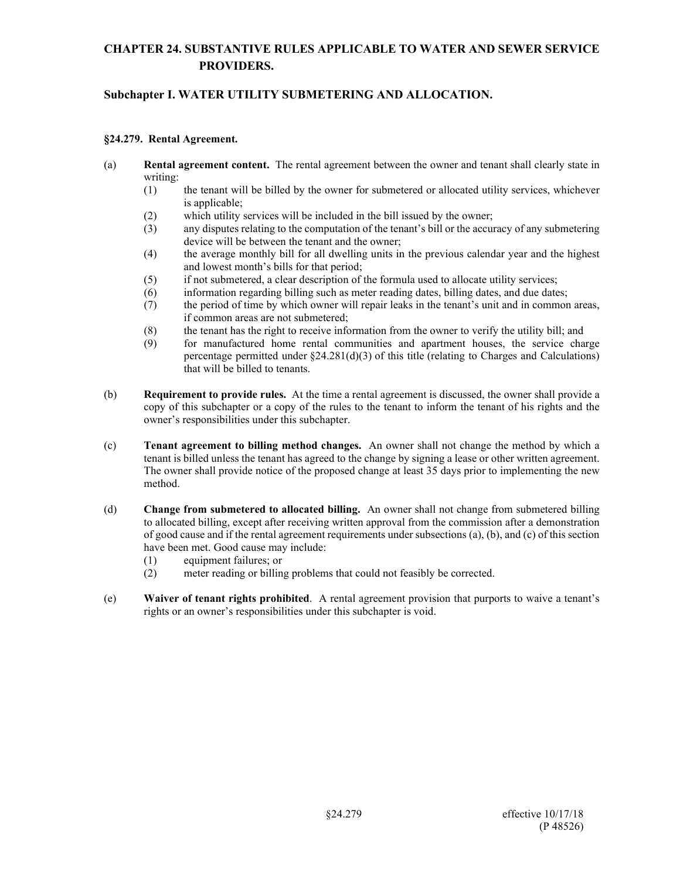# CHAPTER 24. SUBSTANTIVE RULES APPLICABLE TO WATER AND SEWER SERVICE PROVIDERS.

## Subchapter I. WATER UTILITY SUBMETERING AND ALLOCATION.

### §24.279. Rental Agreement.

(a) **Rental agreement content.** The rental agreement between the owner and tenant shall clearly state in writing:

- (1) the tenant will be billed by the owner for submetered or allocated utility services, whichever is applicable;
- (2) which utility services will be included in the bill issued by the owner;
- (3) any disputes relating to the computation of the tenant's bill or the accuracy of any submetering device will be between the tenant and the owner;
- (4) the average monthly bill for all dwelling units in the previous calendar year and the highest and lowest month's bills for that period;
- (5) if not submetered, a clear description of the formula used to allocate utility services;
- (6) information regarding billing such as meter reading dates, billing dates, and due dates;
- (7) the period of time by which owner will repair leaks in the tenant's unit and in common areas, if common areas are not submetered;
- (8) the tenant has the right to receive information from the owner to verify the utility bill; and
- (9) for manufactured home rental communities and apartment houses, the service charge percentage permitted under §24.281(d)(3) of this title (relating to Charges and Calculations) that will be billed to tenants.

(b) **Requirement to provide rules.** At the time a rental agreement is discussed, the owner shall provide a copy of this subchapter or a copy of the rules to the tenant to inform the tenant of his rights and the owner's responsibilities under this subchapter.

(c) **Tenant agreement to billing method changes.** An owner shall not change the method by which a tenant is billed unless the tenant has agreed to the change by signing a lease or other written agreement. The owner shall provide notice of the proposed change at least 35 days prior to implementing the new method.

(d) **Change from submetered to allocated billing.** An owner shall not change from submetered billing to allocated billing, except after receiving written approval from the commission after a demonstration of good cause and if the rental agreement requirements under subsections (a), (b), and (c) of this section have been met. Good cause may include:

- (1) equipment failures; or
- (2) meter reading or billing problems that could not feasibly be corrected.

(e) **Waiver of tenant rights prohibited**. A rental agreement provision that purports to waive a tenant's rights or an owner's responsibilities under this subchapter is void.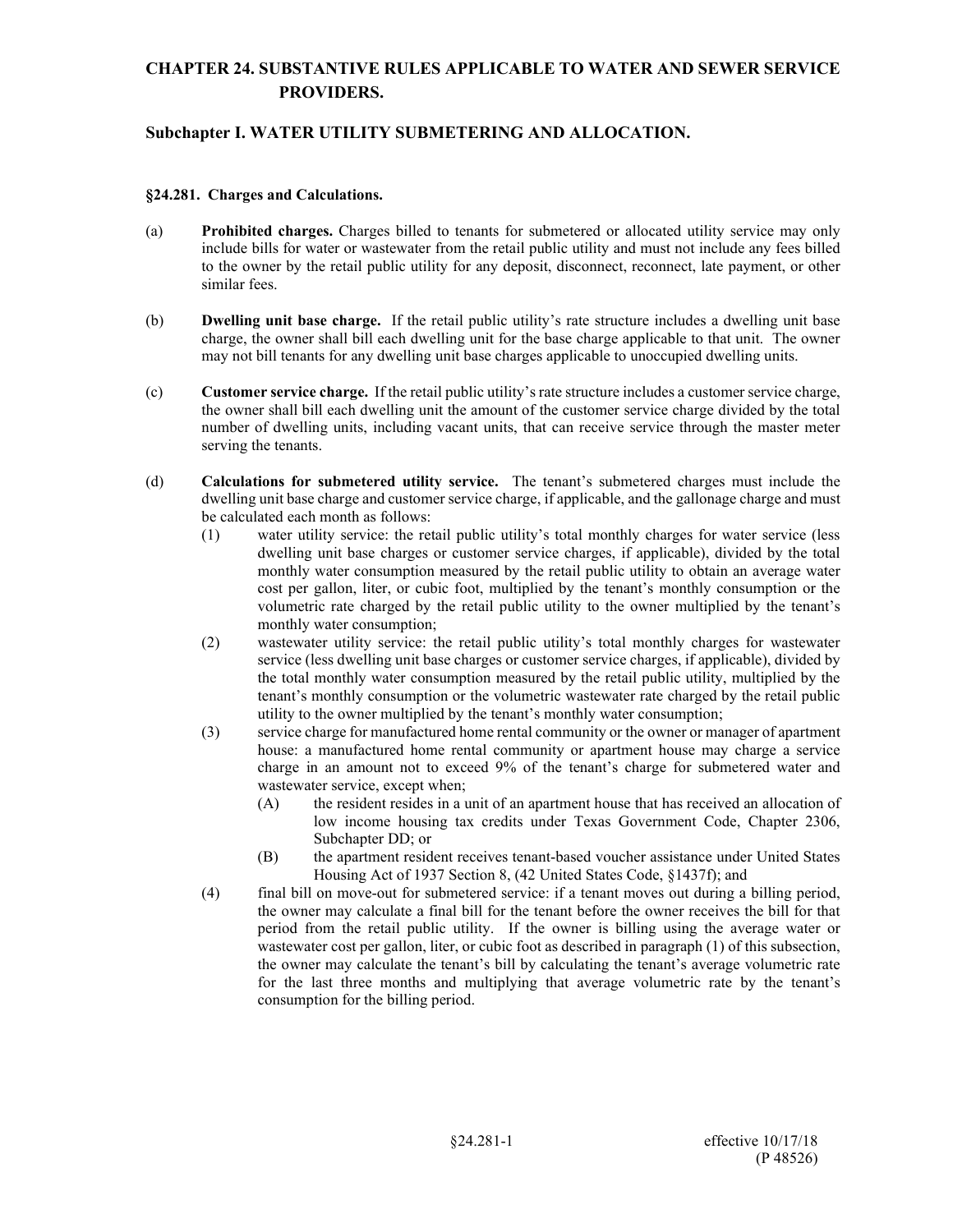# CHAPTER 24. SUBSTANTIVE RULES APPLICABLE TO WATER AND SEWER SERVICE PROVIDERS.

## Subchapter I. WATER UTILITY SUBMETERING AND ALLOCATION.

### §24.281. Charges and Calculations.

(a) **Prohibited charges.** Charges billed to tenants for submetered or allocated utility service may only include bills for water or wastewater from the retail public utility and must not include any fees billed to the owner by the retail public utility for any deposit, disconnect, reconnect, late payment, or other similar fees.

(b) **Dwelling unit base charge.** If the retail public utility's rate structure includes a dwelling unit base charge, the owner shall bill each dwelling unit for the base charge applicable to that unit. The owner may not bill tenants for any dwelling unit base charges applicable to unoccupied dwelling units.

(c) **Customer service charge.** If the retail public utility's rate structure includes a customer service charge, the owner shall bill each dwelling unit the amount of the customer service charge divided by the total number of dwelling units, including vacant units, that can receive service through the master meter serving the tenants.

(d) **Calculations for submetered utility service.** The tenant's submetered charges must include the dwelling unit base charge and customer service charge, if applicable, and the gallonage charge and must be calculated each month as follows:

(1) water utility service: the retail public utility's total monthly charges for water service (less dwelling unit base charges or customer service charges, if applicable), divided by the total monthly water consumption measured by the retail public utility to obtain an average water cost per gallon, liter, or cubic foot, multiplied by the tenant's monthly consumption or the volumetric rate charged by the retail public utility to the owner multiplied by the tenant's monthly water consumption;

(2) wastewater utility service: the retail public utility's total monthly charges for wastewater service (less dwelling unit base charges or customer service charges, if applicable), divided by the total monthly water consumption measured by the retail public utility, multiplied by the tenant's monthly consumption or the volumetric wastewater rate charged by the retail public utility to the owner multiplied by the tenant's monthly water consumption;

(3) service charge for manufactured home rental community or the owner or manager of apartment house: a manufactured home rental community or apartment house may charge a service charge in an amount not to exceed 9% of the tenant's charge for submetered water and wastewater service, except when;

(A) the resident resides in a unit of an apartment house that has received an allocation of low income housing tax credits under Texas Government Code, Chapter 2306, Subchapter DD; or

(B) the apartment resident receives tenant-based voucher assistance under United States Housing Act of 1937 Section 8, (42 United States Code, §1437f); and

(4) final bill on move-out for submetered service: if a tenant moves out during a billing period, the owner may calculate a final bill for the tenant before the owner receives the bill for that period from the retail public utility. If the owner is billing using the average water or wastewater cost per gallon, liter, or cubic foot as described in paragraph (1) of this subsection, the owner may calculate the tenant's bill by calculating the tenant's average volumetric rate for the last three months and multiplying that average volumetric rate by the tenant's consumption for the billing period.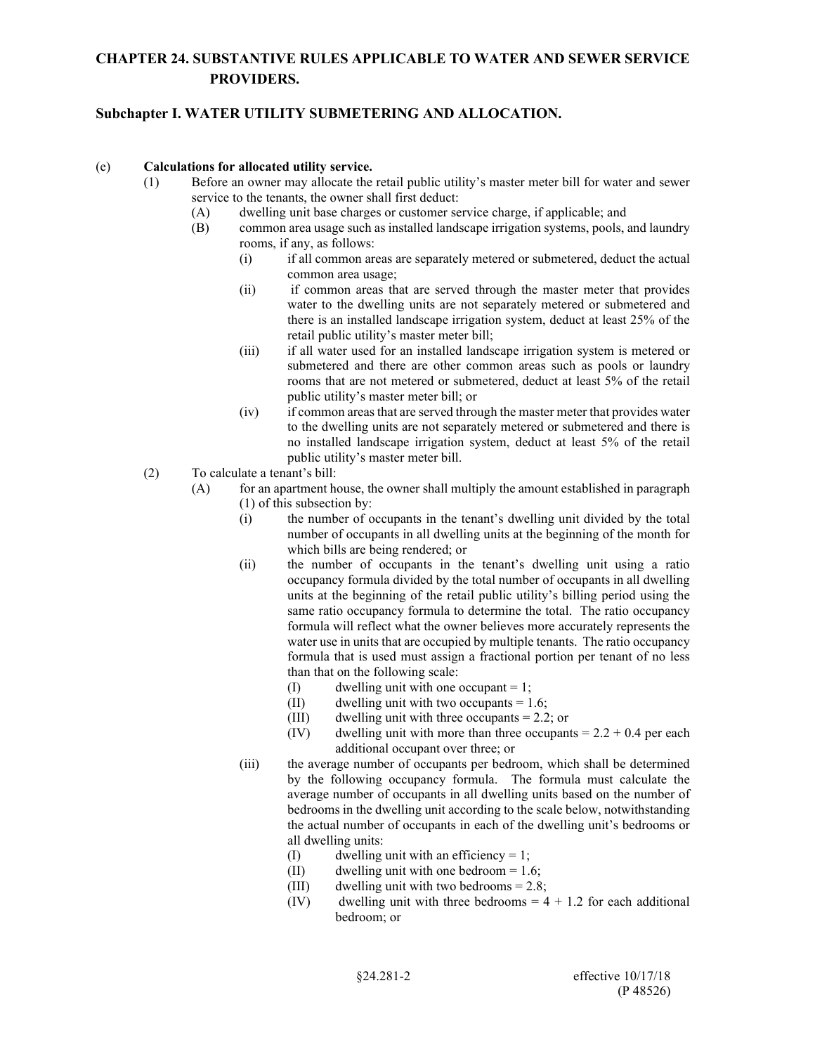## CHAPTER 24. SUBSTANTIVE RULES APPLICABLE TO WATER AND SEWER SERVICE PROVIDERS.

### Subchapter I. WATER UTILITY SUBMETERING AND ALLOCATION.

(e) **Calculations for allocated utility service.**

(1) Before an owner may allocate the retail public utility's master meter bill for water and sewer service to the tenants, the owner shall first deduct:

(A) dwelling unit base charges or customer service charge, if applicable; and

(B) common area usage such as installed landscape irrigation systems, pools, and laundry rooms, if any, as follows:

(i) if all common areas are separately metered or submetered, deduct the actual common area usage;

(ii) if common areas that are served through the master meter that provides water to the dwelling units are not separately metered or submetered and there is an installed landscape irrigation system, deduct at least 25% of the retail public utility's master meter bill;

(iii) if all water used for an installed landscape irrigation system is metered or submetered and there are other common areas such as pools or laundry rooms that are not metered or submetered, deduct at least 5% of the retail public utility's master meter bill; or

(iv) if common areas that are served through the master meter that provides water to the dwelling units are not separately metered or submetered and there is no installed landscape irrigation system, deduct at least 5% of the retail public utility's master meter bill.

(2) To calculate a tenant's bill:

(A) for an apartment house, the owner shall multiply the amount established in paragraph (1) of this subsection by:

(i) the number of occupants in the tenant's dwelling unit divided by the total number of occupants in all dwelling units at the beginning of the month for which bills are being rendered; or

(ii) the number of occupants in the tenant's dwelling unit using a ratio occupancy formula divided by the total number of occupants in all dwelling units at the beginning of the retail public utility's billing period using the same ratio occupancy formula to determine the total. The ratio occupancy formula will reflect what the owner believes more accurately represents the water use in units that are occupied by multiple tenants. The ratio occupancy formula that is used must assign a fractional portion per tenant of no less than that on the following scale:

(I) dwelling unit with one occupant = 1;

(II) dwelling unit with two occupants = 1.6;

(III) dwelling unit with three occupants = 2.2; or

(IV) dwelling unit with more than three occupants = 2.2 + 0.4 per each additional occupant over three; or

(iii) the average number of occupants per bedroom, which shall be determined by the following occupancy formula. The formula must calculate the average number of occupants in all dwelling units based on the number of bedrooms in the dwelling unit according to the scale below, notwithstanding the actual number of occupants in each of the dwelling unit's bedrooms or all dwelling units:

(I) dwelling unit with an efficiency = 1;

(II) dwelling unit with one bedroom = 1.6;

(III) dwelling unit with two bedrooms = 2.8;

(IV) dwelling unit with three bedrooms = 4 + 1.2 for each additional bedroom; or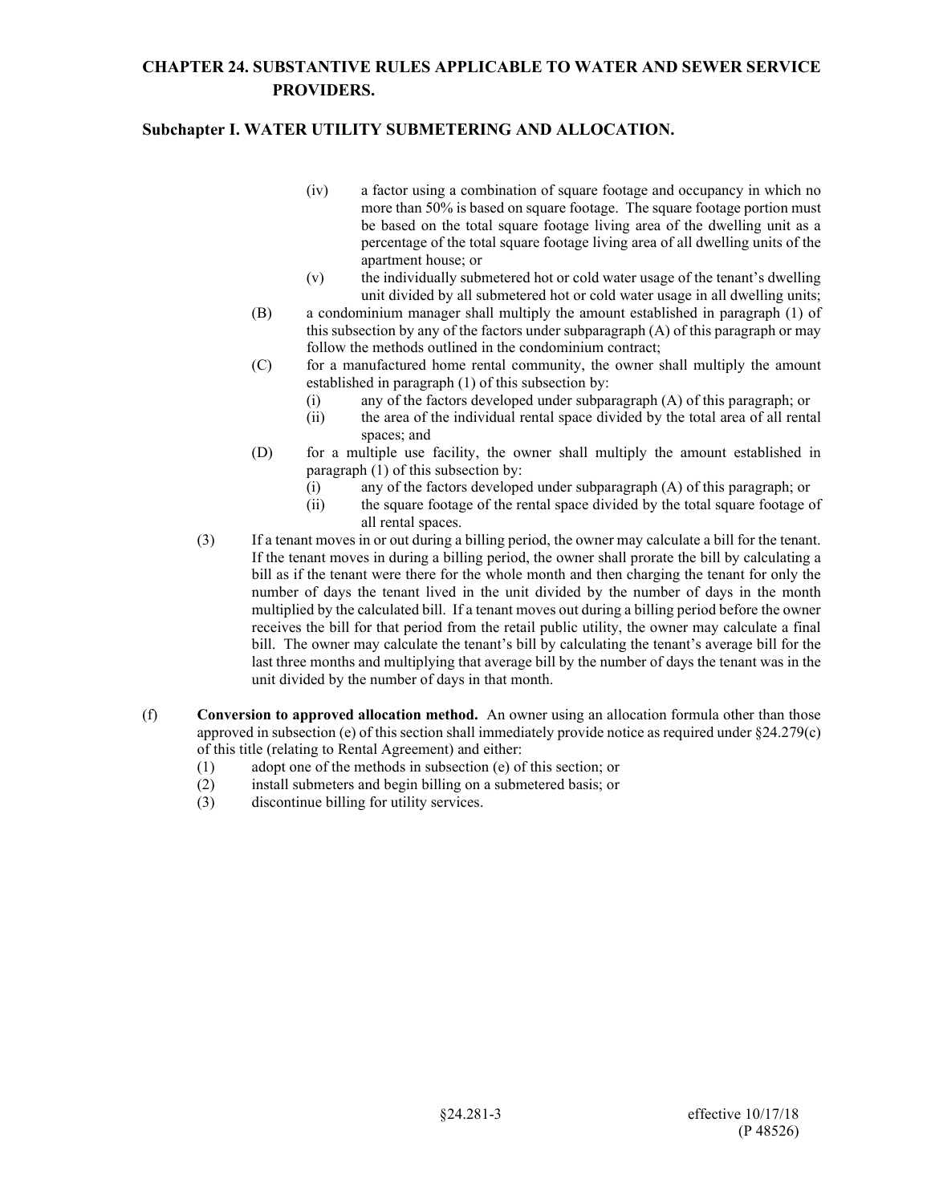(iv) a factor using a combination of square footage and occupancy in which no more than 50% is based on square footage. The square footage portion must be based on the total square footage living area of the dwelling unit as a percentage of the total square footage living area of all dwelling units of the apartment house; or

(v) the individually submetered hot or cold water usage of the tenant's dwelling unit divided by all submetered hot or cold water usage in all dwelling units;

(B) a condominium manager shall multiply the amount established in paragraph (1) of this subsection by any of the factors under subparagraph (A) of this paragraph or may follow the methods outlined in the condominium contract;

(C) for a manufactured home rental community, the owner shall multiply the amount established in paragraph (1) of this subsection by:

(i) any of the factors developed under subparagraph (A) of this paragraph; or

(ii) the area of the individual rental space divided by the total area of all rental spaces; and

(D) for a multiple use facility, the owner shall multiply the amount established in paragraph (1) of this subsection by:

(i) any of the factors developed under subparagraph (A) of this paragraph; or

(ii) the square footage of the rental space divided by the total square footage of all rental spaces.

(3) If a tenant moves in or out during a billing period, the owner may calculate a bill for the tenant. If the tenant moves in during a billing period, the owner shall prorate the bill by calculating a bill as if the tenant were there for the whole month and then charging the tenant for only the number of days the tenant lived in the unit divided by the number of days in the month multiplied by the calculated bill. If a tenant moves out during a billing period before the owner receives the bill for that period from the retail public utility, the owner may calculate a final bill. The owner may calculate the tenant's bill by calculating the tenant's average bill for the last three months and multiplying that average bill by the number of days the tenant was in the unit divided by the number of days in that month.

(f) **Conversion to approved allocation method.** An owner using an allocation formula other than those approved in subsection (e) of this section shall immediately provide notice as required under §24.279(c) of this title (relating to Rental Agreement) and either:

(1) adopt one of the methods in subsection (e) of this section; or

(2) install submeters and begin billing on a submetered basis; or

(3) discontinue billing for utility services.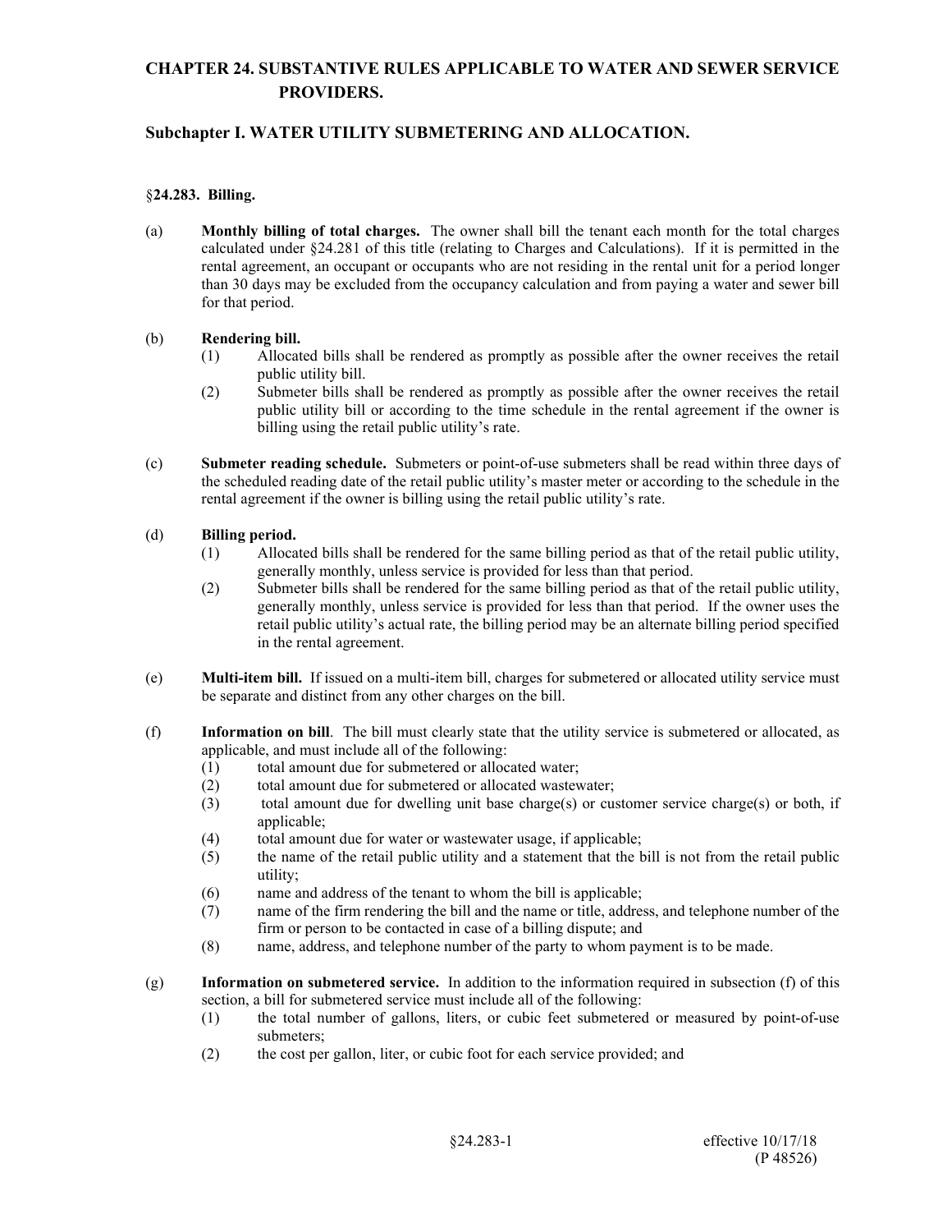# CHAPTER 24. SUBSTANTIVE RULES APPLICABLE TO WATER AND SEWER SERVICE PROVIDERS.

## Subchapter I. WATER UTILITY SUBMETERING AND ALLOCATION.

### §24.283. Billing.

(a) **Monthly billing of total charges.** The owner shall bill the tenant each month for the total charges calculated under §24.281 of this title (relating to Charges and Calculations). If it is permitted in the rental agreement, an occupant or occupants who are not residing in the rental unit for a period longer than 30 days may be excluded from the occupancy calculation and from paying a water and sewer bill for that period.

(b) **Rendering bill.**

(1) Allocated bills shall be rendered as promptly as possible after the owner receives the retail public utility bill.

(2) Submeter bills shall be rendered as promptly as possible after the owner receives the retail public utility bill or according to the time schedule in the rental agreement if the owner is billing using the retail public utility's rate.

(c) **Submeter reading schedule.** Submeters or point-of-use submeters shall be read within three days of the scheduled reading date of the retail public utility's master meter or according to the schedule in the rental agreement if the owner is billing using the retail public utility's rate.

(d) **Billing period.**

(1) Allocated bills shall be rendered for the same billing period as that of the retail public utility, generally monthly, unless service is provided for less than that period.

(2) Submeter bills shall be rendered for the same billing period as that of the retail public utility, generally monthly, unless service is provided for less than that period. If the owner uses the retail public utility's actual rate, the billing period may be an alternate billing period specified in the rental agreement.

(e) **Multi-item bill.** If issued on a multi-item bill, charges for submetered or allocated utility service must be separate and distinct from any other charges on the bill.

(f) **Information on bill**. The bill must clearly state that the utility service is submetered or allocated, as applicable, and must include all of the following:

(1) total amount due for submetered or allocated water;

(2) total amount due for submetered or allocated wastewater;

(3) total amount due for dwelling unit base charge(s) or customer service charge(s) or both, if applicable;

(4) total amount due for water or wastewater usage, if applicable;

(5) the name of the retail public utility and a statement that the bill is not from the retail public utility;

(6) name and address of the tenant to whom the bill is applicable;

(7) name of the firm rendering the bill and the name or title, address, and telephone number of the firm or person to be contacted in case of a billing dispute; and

(8) name, address, and telephone number of the party to whom payment is to be made.

(g) **Information on submetered service.** In addition to the information required in subsection (f) of this section, a bill for submetered service must include all of the following:

(1) the total number of gallons, liters, or cubic feet submetered or measured by point-of-use submeters;

(2) the cost per gallon, liter, or cubic foot for each service provided; and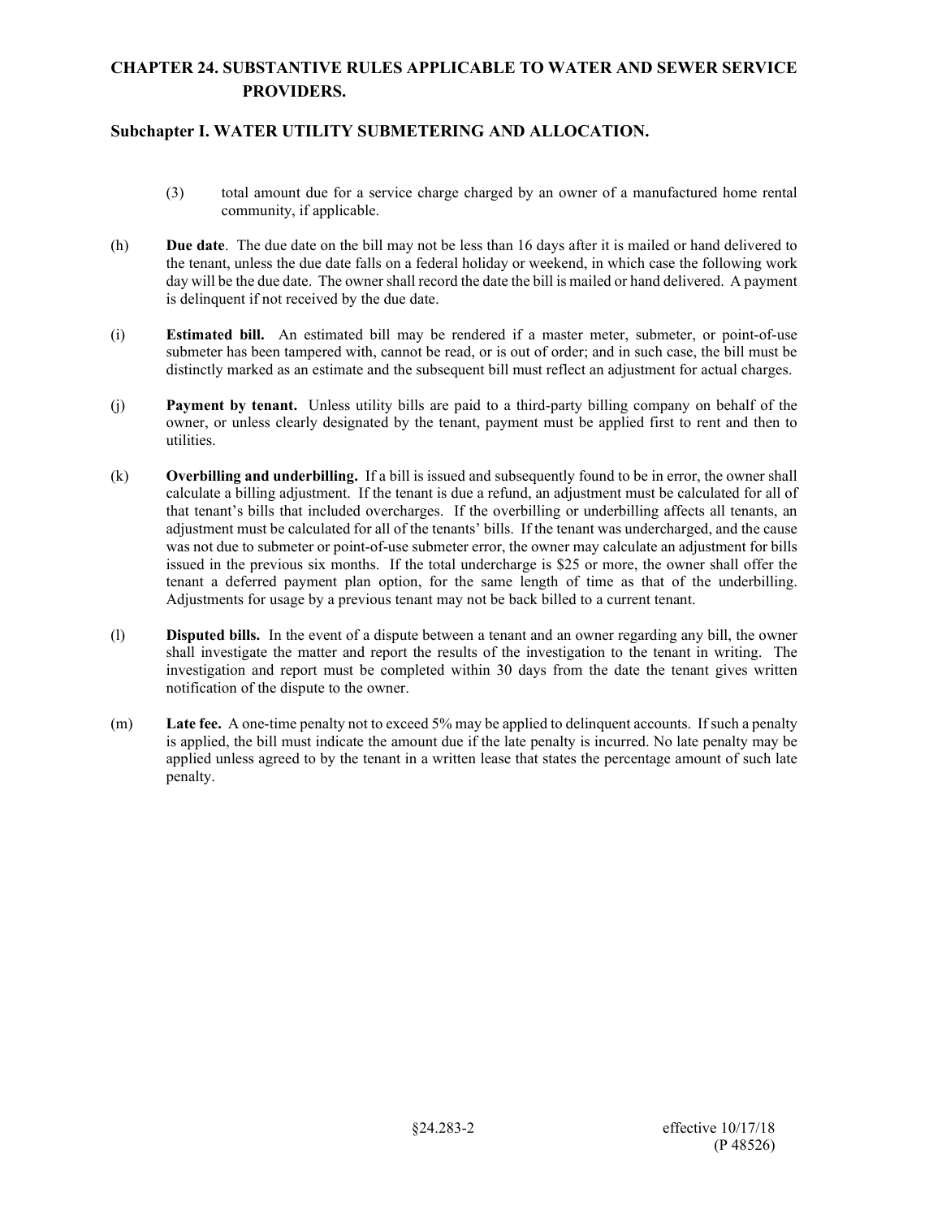(3) total amount due for a service charge charged by an owner of a manufactured home rental community, if applicable.

(h) **Due date**. The due date on the bill may not be less than 16 days after it is mailed or hand delivered to the tenant, unless the due date falls on a federal holiday or weekend, in which case the following work day will be the due date. The owner shall record the date the bill is mailed or hand delivered. A payment is delinquent if not received by the due date.

(i) **Estimated bill.** An estimated bill may be rendered if a master meter, submeter, or point-of-use submeter has been tampered with, cannot be read, or is out of order; and in such case, the bill must be distinctly marked as an estimate and the subsequent bill must reflect an adjustment for actual charges.

(j) **Payment by tenant.** Unless utility bills are paid to a third-party billing company on behalf of the owner, or unless clearly designated by the tenant, payment must be applied first to rent and then to utilities.

(k) **Overbilling and underbilling.** If a bill is issued and subsequently found to be in error, the owner shall calculate a billing adjustment. If the tenant is due a refund, an adjustment must be calculated for all of that tenant's bills that included overcharges. If the overbilling or underbilling affects all tenants, an adjustment must be calculated for all of the tenants' bills. If the tenant was undercharged, and the cause was not due to submeter or point-of-use submeter error, the owner may calculate an adjustment for bills issued in the previous six months. If the total undercharge is $25 or more, the owner shall offer the tenant a deferred payment plan option, for the same length of time as that of the underbilling. Adjustments for usage by a previous tenant may not be back billed to a current tenant.

(l) **Disputed bills.** In the event of a dispute between a tenant and an owner regarding any bill, the owner shall investigate the matter and report the results of the investigation to the tenant in writing. The investigation and report must be completed within 30 days from the date the tenant gives written notification of the dispute to the owner.

(m) **Late fee.** A one-time penalty not to exceed 5% may be applied to delinquent accounts. If such a penalty is applied, the bill must indicate the amount due if the late penalty is incurred. No late penalty may be applied unless agreed to by the tenant in a written lease that states the percentage amount of such late penalty.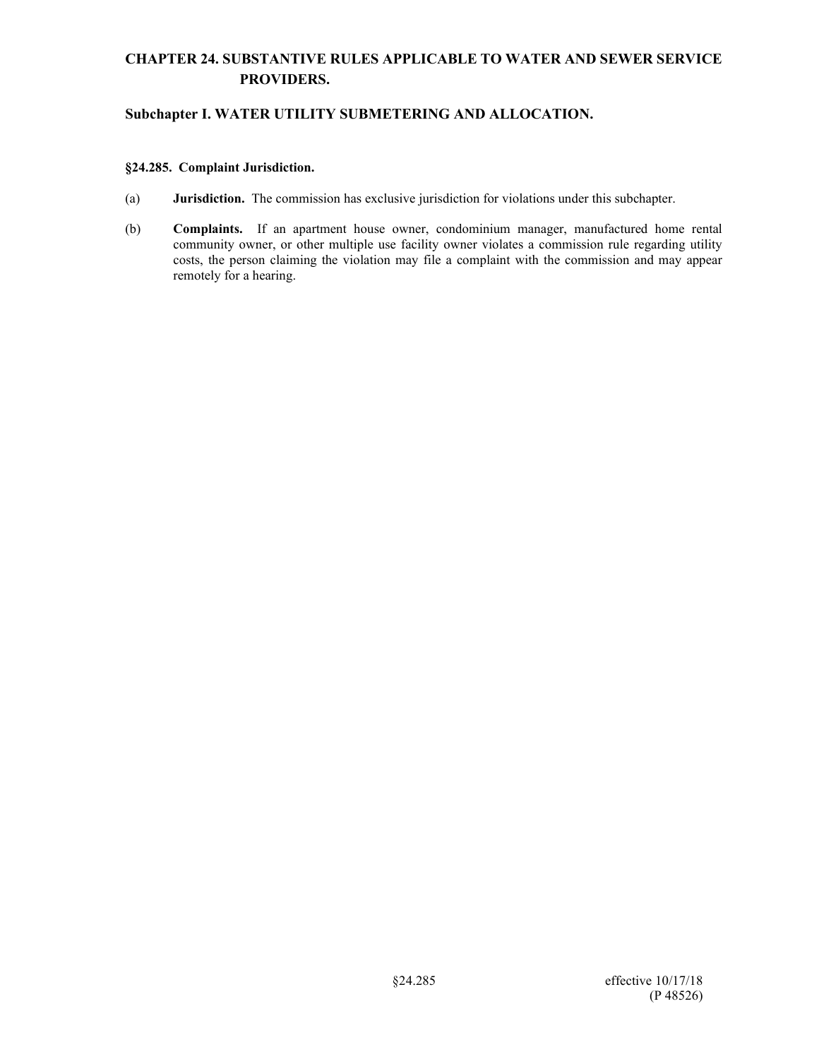# CHAPTER 24. SUBSTANTIVE RULES APPLICABLE TO WATER AND SEWER SERVICE PROVIDERS.

## Subchapter I. WATER UTILITY SUBMETERING AND ALLOCATION.

### §24.285. Complaint Jurisdiction.

(a) **Jurisdiction.** The commission has exclusive jurisdiction for violations under this subchapter.

(b) **Complaints.** If an apartment house owner, condominium manager, manufactured home rental community owner, or other multiple use facility owner violates a commission rule regarding utility costs, the person claiming the violation may file a complaint with the commission and may appear remotely for a hearing.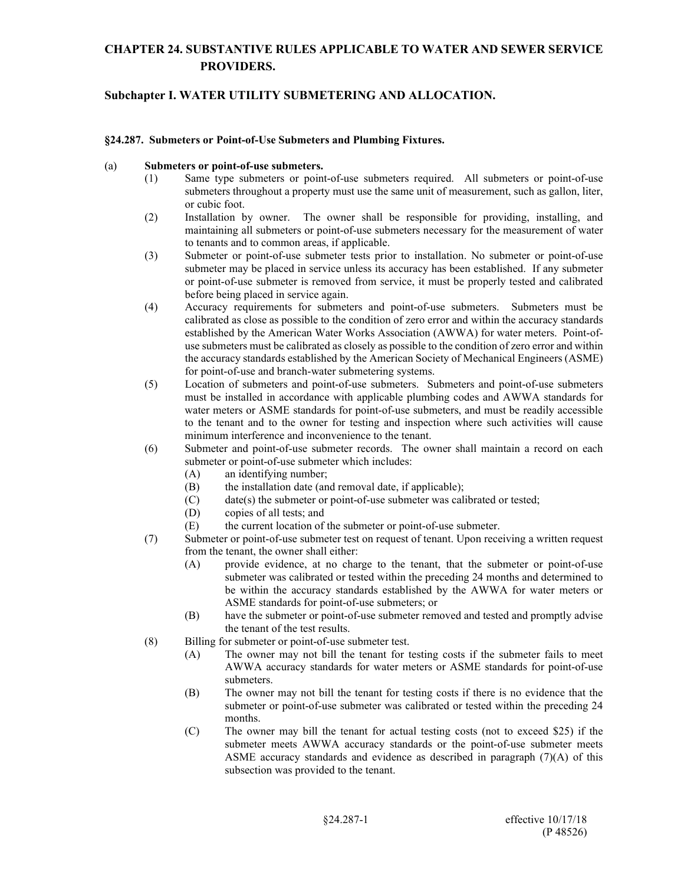# CHAPTER 24. SUBSTANTIVE RULES APPLICABLE TO WATER AND SEWER SERVICE PROVIDERS.

## Subchapter I. WATER UTILITY SUBMETERING AND ALLOCATION.

### §24.287. Submeters or Point-of-Use Submeters and Plumbing Fixtures.

(a) **Submeters or point-of-use submeters.**

(1) Same type submeters or point-of-use submeters required. All submeters or point-of-use submeters throughout a property must use the same unit of measurement, such as gallon, liter, or cubic foot.

(2) Installation by owner. The owner shall be responsible for providing, installing, and maintaining all submeters or point-of-use submeters necessary for the measurement of water to tenants and to common areas, if applicable.

(3) Submeter or point-of-use submeter tests prior to installation. No submeter or point-of-use submeter may be placed in service unless its accuracy has been established. If any submeter or point-of-use submeter is removed from service, it must be properly tested and calibrated before being placed in service again.

(4) Accuracy requirements for submeters and point-of-use submeters. Submeters must be calibrated as close as possible to the condition of zero error and within the accuracy standards established by the American Water Works Association (AWWA) for water meters. Point-of-use submeters must be calibrated as closely as possible to the condition of zero error and within the accuracy standards established by the American Society of Mechanical Engineers (ASME) for point-of-use and branch-water submetering systems.

(5) Location of submeters and point-of-use submeters. Submeters and point-of-use submeters must be installed in accordance with applicable plumbing codes and AWWA standards for water meters or ASME standards for point-of-use submeters, and must be readily accessible to the tenant and to the owner for testing and inspection where such activities will cause minimum interference and inconvenience to the tenant.

(6) Submeter and point-of-use submeter records. The owner shall maintain a record on each submeter or point-of-use submeter which includes:

(A) an identifying number;

(B) the installation date (and removal date, if applicable);

(C) date(s) the submeter or point-of-use submeter was calibrated or tested;

(D) copies of all tests; and

(E) the current location of the submeter or point-of-use submeter.

(7) Submeter or point-of-use submeter test on request of tenant. Upon receiving a written request from the tenant, the owner shall either:

(A) provide evidence, at no charge to the tenant, that the submeter or point-of-use submeter was calibrated or tested within the preceding 24 months and determined to be within the accuracy standards established by the AWWA for water meters or ASME standards for point-of-use submeters; or

(B) have the submeter or point-of-use submeter removed and tested and promptly advise the tenant of the test results.

(8) Billing for submeter or point-of-use submeter test.

(A) The owner may not bill the tenant for testing costs if the submeter fails to meet AWWA accuracy standards for water meters or ASME standards for point-of-use submeters.

(B) The owner may not bill the tenant for testing costs if there is no evidence that the submeter or point-of-use submeter was calibrated or tested within the preceding 24 months.

(C) The owner may bill the tenant for actual testing costs (not to exceed $25) if the submeter meets AWWA accuracy standards or the point-of-use submeter meets ASME accuracy standards and evidence as described in paragraph (7)(A) of this subsection was provided to the tenant.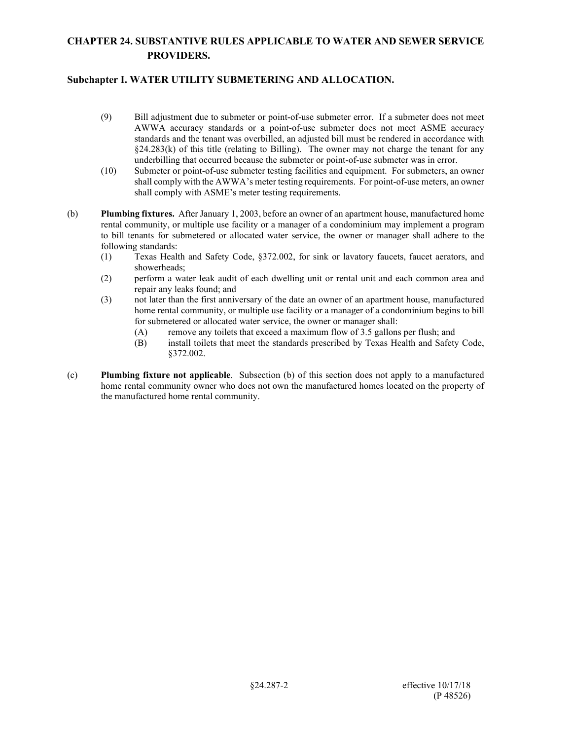(9) Bill adjustment due to submeter or point-of-use submeter error. If a submeter does not meet AWWA accuracy standards or a point-of-use submeter does not meet ASME accuracy standards and the tenant was overbilled, an adjusted bill must be rendered in accordance with §24.283(k) of this title (relating to Billing). The owner may not charge the tenant for any underbilling that occurred because the submeter or point-of-use submeter was in error.

(10) Submeter or point-of-use submeter testing facilities and equipment. For submeters, an owner shall comply with the AWWA's meter testing requirements. For point-of-use meters, an owner shall comply with ASME's meter testing requirements.

(b) **Plumbing fixtures.** After January 1, 2003, before an owner of an apartment house, manufactured home rental community, or multiple use facility or a manager of a condominium may implement a program to bill tenants for submetered or allocated water service, the owner or manager shall adhere to the following standards:

- (1) Texas Health and Safety Code, §372.002, for sink or lavatory faucets, faucet aerators, and showerheads;
- (2) perform a water leak audit of each dwelling unit or rental unit and each common area and repair any leaks found; and
- (3) not later than the first anniversary of the date an owner of an apartment house, manufactured home rental community, or multiple use facility or a manager of a condominium begins to bill for submetered or allocated water service, the owner or manager shall:
  - (A) remove any toilets that exceed a maximum flow of 3.5 gallons per flush; and
  - (B) install toilets that meet the standards prescribed by Texas Health and Safety Code, §372.002.

(c) **Plumbing fixture not applicable**. Subsection (b) of this section does not apply to a manufactured home rental community owner who does not own the manufactured homes located on the property of the manufactured home rental community.